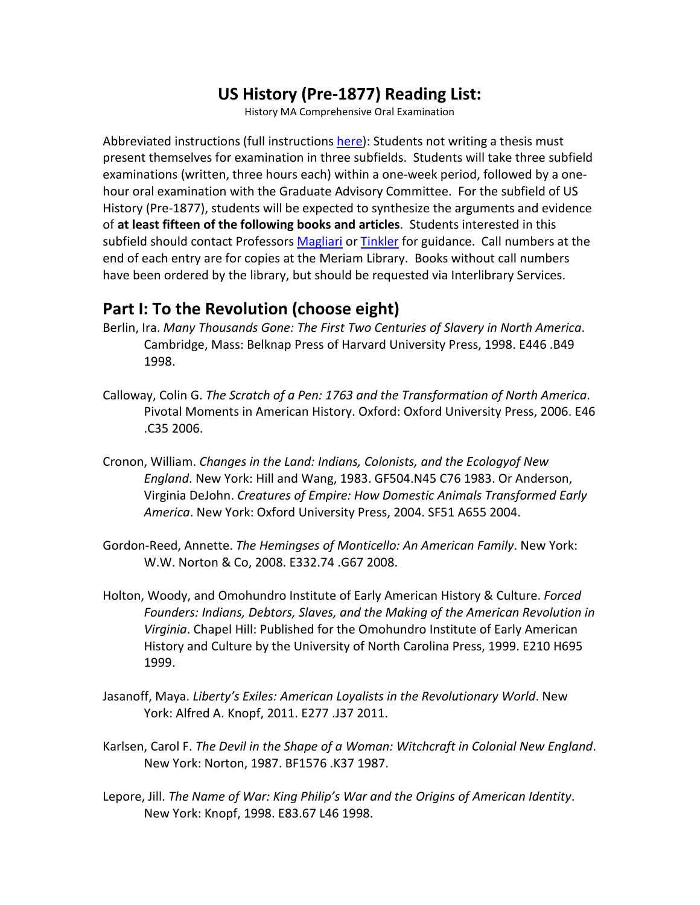# US History (Pre-1877) Reading List:

History MA Comprehensive Oral Examination

Abbreviated instructions (full instructions here): Students not writing a thesis must present themselves for examination in three subfields. Students will take three subfield examinations (written, three hours each) within a one-week period, followed by a one-hour oral examination with the Graduate Advisory Committee. For the subfield of US History (Pre-1877), students will be expected to synthesize the arguments and evidence of **at least fifteen of the following books and articles**. Students interested in this subfield should contact Professors Magliari or Tinkler for guidance. Call numbers at the end of each entry are for copies at the Meriam Library. Books without call numbers have been ordered by the library, but should be requested via Interlibrary Services.

## Part I: To the Revolution (choose eight)

Berlin, Ira. *Many Thousands Gone: The First Two Centuries of Slavery in North America*. Cambridge, Mass: Belknap Press of Harvard University Press, 1998. E446 .B49 1998.

Calloway, Colin G. *The Scratch of a Pen: 1763 and the Transformation of North America*. Pivotal Moments in American History. Oxford: Oxford University Press, 2006. E46 .C35 2006.

Cronon, William. *Changes in the Land: Indians, Colonists, and the Ecologyof New England*. New York: Hill and Wang, 1983. GF504.N45 C76 1983. Or Anderson, Virginia DeJohn. *Creatures of Empire: How Domestic Animals Transformed Early America*. New York: Oxford University Press, 2004. SF51 A655 2004.

Gordon-Reed, Annette. *The Hemingses of Monticello: An American Family*. New York: W.W. Norton & Co, 2008. E332.74 .G67 2008.

Holton, Woody, and Omohundro Institute of Early American History & Culture. *Forced Founders: Indians, Debtors, Slaves, and the Making of the American Revolution in Virginia*. Chapel Hill: Published for the Omohundro Institute of Early American History and Culture by the University of North Carolina Press, 1999. E210 H695 1999.

Jasanoff, Maya. *Liberty's Exiles: American Loyalists in the Revolutionary World*. New York: Alfred A. Knopf, 2011. E277 .J37 2011.

Karlsen, Carol F. *The Devil in the Shape of a Woman: Witchcraft in Colonial New England*. New York: Norton, 1987. BF1576 .K37 1987.

Lepore, Jill. *The Name of War: King Philip's War and the Origins of American Identity*. New York: Knopf, 1998. E83.67 L46 1998.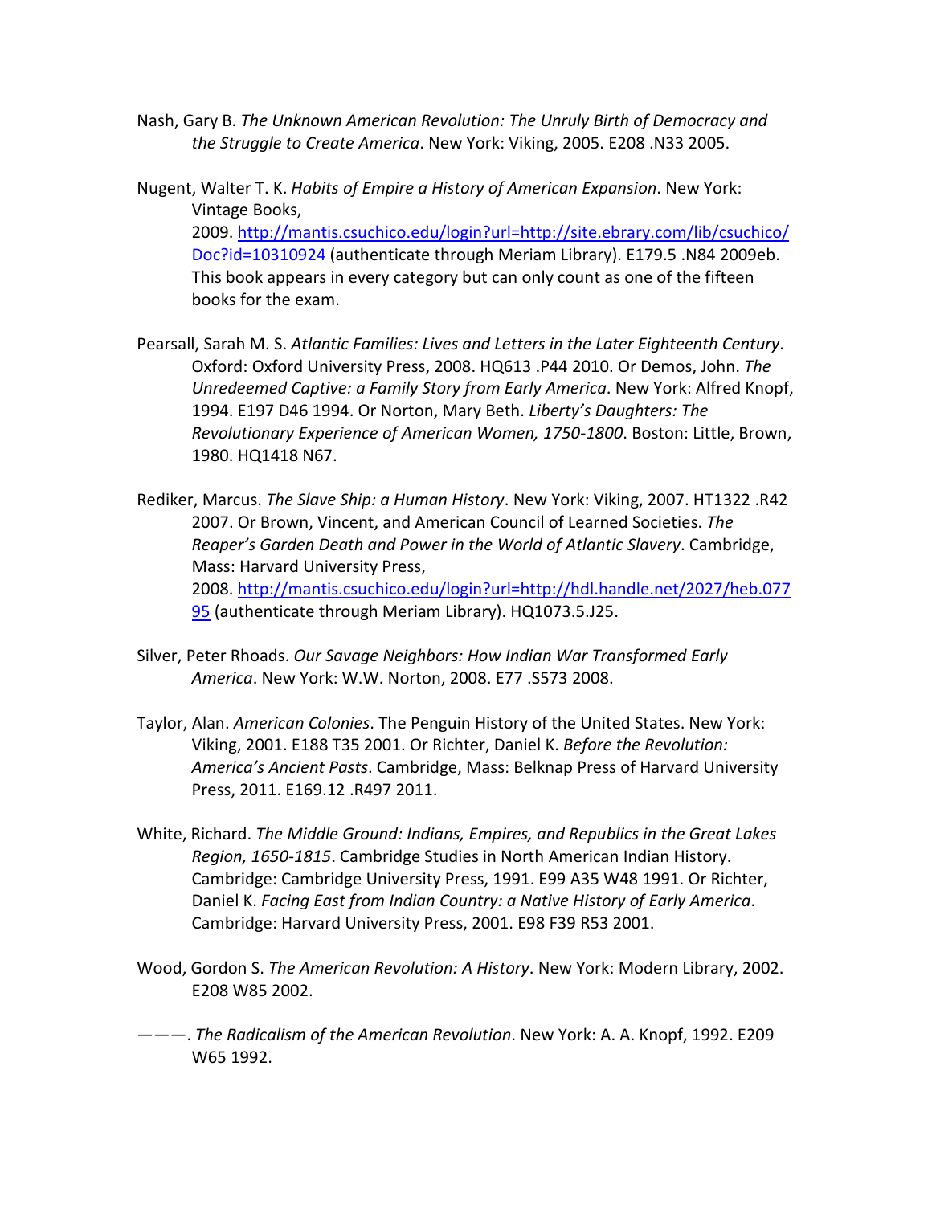Nash, Gary B. *The Unknown American Revolution: The Unruly Birth of Democracy and the Struggle to Create America*. New York: Viking, 2005. E208 .N33 2005.

Nugent, Walter T. K. *Habits of Empire a History of American Expansion*. New York: Vintage Books, 2009. [http://mantis.csuchico.edu/login?url=http://site.ebrary.com/lib/csuchico/Doc?id=10310924](http://mantis.csuchico.edu/login?url=http://site.ebrary.com/lib/csuchico/Doc?id=10310924) (authenticate through Meriam Library). E179.5 .N84 2009eb. This book appears in every category but can only count as one of the fifteen books for the exam.

Pearsall, Sarah M. S. *Atlantic Families: Lives and Letters in the Later Eighteenth Century*. Oxford: Oxford University Press, 2008. HQ613 .P44 2010. Or Demos, John. *The Unredeemed Captive: a Family Story from Early America*. New York: Alfred Knopf, 1994. E197 D46 1994. Or Norton, Mary Beth. *Liberty's Daughters: The Revolutionary Experience of American Women, 1750-1800*. Boston: Little, Brown, 1980. HQ1418 N67.

Rediker, Marcus. *The Slave Ship: a Human History*. New York: Viking, 2007. HT1322 .R42 2007. Or Brown, Vincent, and American Council of Learned Societies. *The Reaper's Garden Death and Power in the World of Atlantic Slavery*. Cambridge, Mass: Harvard University Press, 2008. [http://mantis.csuchico.edu/login?url=http://hdl.handle.net/2027/heb.07795](http://mantis.csuchico.edu/login?url=http://hdl.handle.net/2027/heb.07795) (authenticate through Meriam Library). HQ1073.5.J25.

Silver, Peter Rhoads. *Our Savage Neighbors: How Indian War Transformed Early America*. New York: W.W. Norton, 2008. E77 .S573 2008.

Taylor, Alan. *American Colonies*. The Penguin History of the United States. New York: Viking, 2001. E188 T35 2001. Or Richter, Daniel K. *Before the Revolution: America's Ancient Pasts*. Cambridge, Mass: Belknap Press of Harvard University Press, 2011. E169.12 .R497 2011.

White, Richard. *The Middle Ground: Indians, Empires, and Republics in the Great Lakes Region, 1650-1815*. Cambridge Studies in North American Indian History. Cambridge: Cambridge University Press, 1991. E99 A35 W48 1991. Or Richter, Daniel K. *Facing East from Indian Country: a Native History of Early America*. Cambridge: Harvard University Press, 2001. E98 F39 R53 2001.

Wood, Gordon S. *The American Revolution: A History*. New York: Modern Library, 2002. E208 W85 2002.

———. *The Radicalism of the American Revolution*. New York: A. A. Knopf, 1992. E209 W65 1992.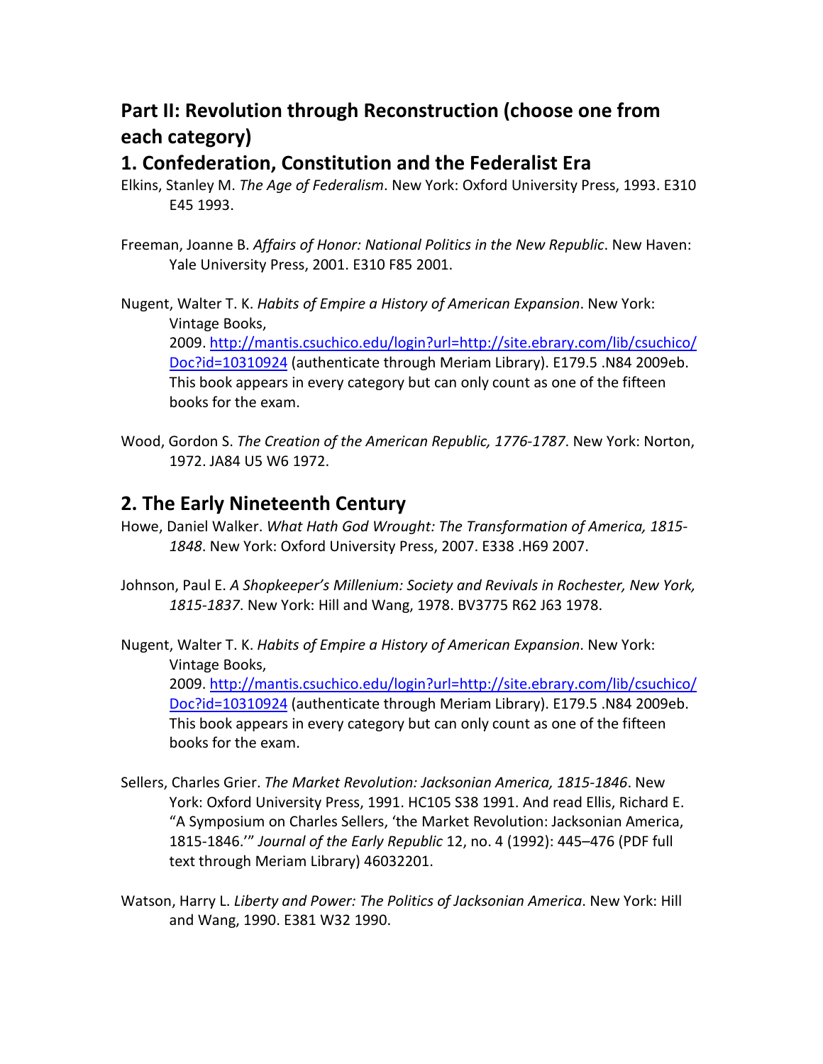## Part II: Revolution through Reconstruction (choose one from each category)

### 1. Confederation, Constitution and the Federalist Era

Elkins, Stanley M. *The Age of Federalism*. New York: Oxford University Press, 1993. E310 E45 1993.

Freeman, Joanne B. *Affairs of Honor: National Politics in the New Republic*. New Haven: Yale University Press, 2001. E310 F85 2001.

Nugent, Walter T. K. *Habits of Empire a History of American Expansion*. New York: Vintage Books, 2009. [http://mantis.csuchico.edu/login?url=http://site.ebrary.com/lib/csuchico/Doc?id=10310924](http://mantis.csuchico.edu/login?url=http://site.ebrary.com/lib/csuchico/Doc?id=10310924) (authenticate through Meriam Library). E179.5 .N84 2009eb. This book appears in every category but can only count as one of the fifteen books for the exam.

Wood, Gordon S. *The Creation of the American Republic, 1776-1787*. New York: Norton, 1972. JA84 U5 W6 1972.

### 2. The Early Nineteenth Century

Howe, Daniel Walker. *What Hath God Wrought: The Transformation of America, 1815-1848*. New York: Oxford University Press, 2007. E338 .H69 2007.

Johnson, Paul E. *A Shopkeeper's Millenium: Society and Revivals in Rochester, New York, 1815-1837*. New York: Hill and Wang, 1978. BV3775 R62 J63 1978.

Nugent, Walter T. K. *Habits of Empire a History of American Expansion*. New York: Vintage Books, 2009. [http://mantis.csuchico.edu/login?url=http://site.ebrary.com/lib/csuchico/Doc?id=10310924](http://mantis.csuchico.edu/login?url=http://site.ebrary.com/lib/csuchico/Doc?id=10310924) (authenticate through Meriam Library). E179.5 .N84 2009eb. This book appears in every category but can only count as one of the fifteen books for the exam.

Sellers, Charles Grier. *The Market Revolution: Jacksonian America, 1815-1846*. New York: Oxford University Press, 1991. HC105 S38 1991. And read Ellis, Richard E. "A Symposium on Charles Sellers, 'the Market Revolution: Jacksonian America, 1815-1846.'" *Journal of the Early Republic* 12, no. 4 (1992): 445–476 (PDF full text through Meriam Library) 46032201.

Watson, Harry L. *Liberty and Power: The Politics of Jacksonian America*. New York: Hill and Wang, 1990. E381 W32 1990.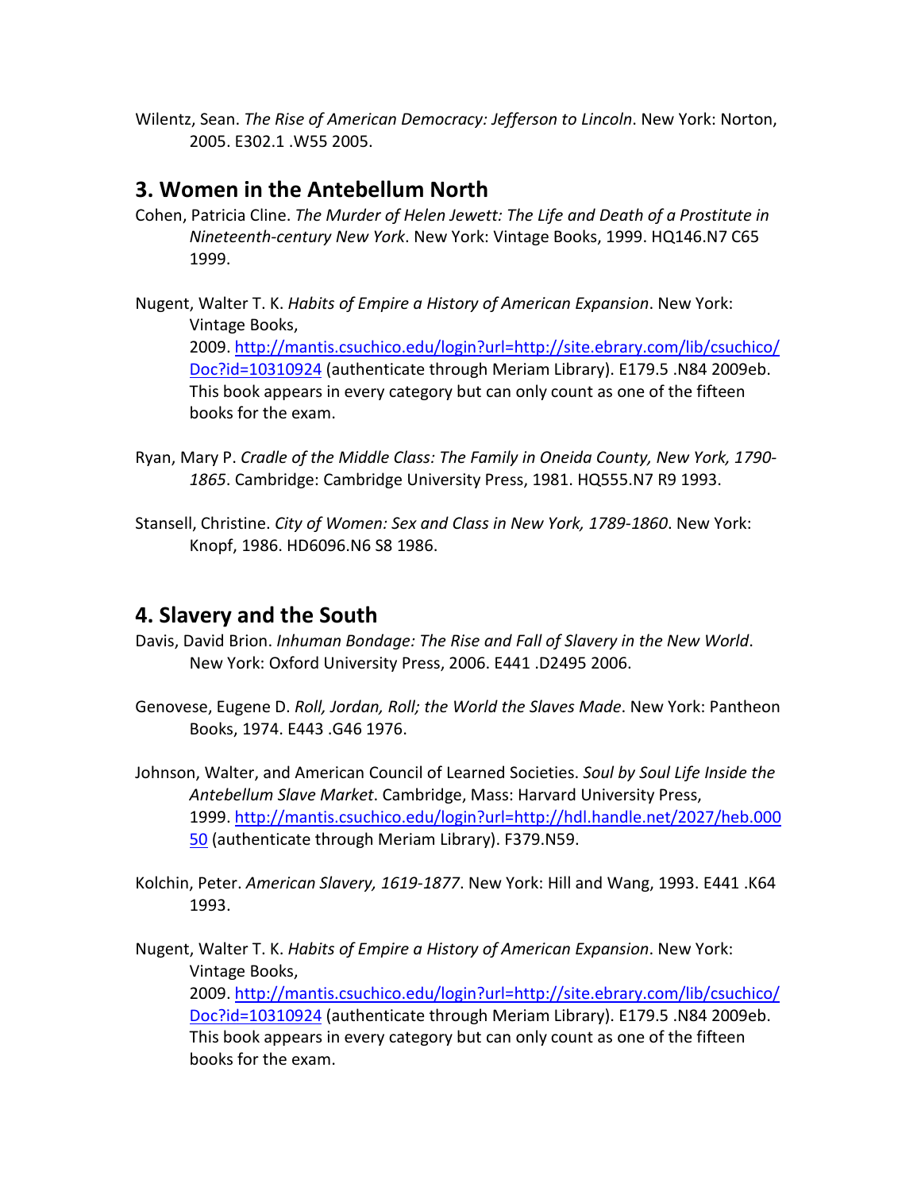Wilentz, Sean. *The Rise of American Democracy: Jefferson to Lincoln*. New York: Norton, 2005. E302.1 .W55 2005.

## 3. Women in the Antebellum North

Cohen, Patricia Cline. *The Murder of Helen Jewett: The Life and Death of a Prostitute in Nineteenth-century New York*. New York: Vintage Books, 1999. HQ146.N7 C65 1999.

Nugent, Walter T. K. *Habits of Empire a History of American Expansion*. New York: Vintage Books, 2009. [http://mantis.csuchico.edu/login?url=http://site.ebrary.com/lib/csuchico/Doc?id=10310924](http://mantis.csuchico.edu/login?url=http://site.ebrary.com/lib/csuchico/Doc?id=10310924) (authenticate through Meriam Library). E179.5 .N84 2009eb. This book appears in every category but can only count as one of the fifteen books for the exam.

Ryan, Mary P. *Cradle of the Middle Class: The Family in Oneida County, New York, 1790-1865*. Cambridge: Cambridge University Press, 1981. HQ555.N7 R9 1993.

Stansell, Christine. *City of Women: Sex and Class in New York, 1789-1860*. New York: Knopf, 1986. HD6096.N6 S8 1986.

## 4. Slavery and the South

Davis, David Brion. *Inhuman Bondage: The Rise and Fall of Slavery in the New World*. New York: Oxford University Press, 2006. E441 .D2495 2006.

Genovese, Eugene D. *Roll, Jordan, Roll; the World the Slaves Made*. New York: Pantheon Books, 1974. E443 .G46 1976.

Johnson, Walter, and American Council of Learned Societies. *Soul by Soul Life Inside the Antebellum Slave Market*. Cambridge, Mass: Harvard University Press, 1999. [http://mantis.csuchico.edu/login?url=http://hdl.handle.net/2027/heb.00050](http://mantis.csuchico.edu/login?url=http://hdl.handle.net/2027/heb.00050) (authenticate through Meriam Library). F379.N59.

Kolchin, Peter. *American Slavery, 1619-1877*. New York: Hill and Wang, 1993. E441 .K64 1993.

Nugent, Walter T. K. *Habits of Empire a History of American Expansion*. New York: Vintage Books, 2009. [http://mantis.csuchico.edu/login?url=http://site.ebrary.com/lib/csuchico/Doc?id=10310924](http://mantis.csuchico.edu/login?url=http://site.ebrary.com/lib/csuchico/Doc?id=10310924) (authenticate through Meriam Library). E179.5 .N84 2009eb. This book appears in every category but can only count as one of the fifteen books for the exam.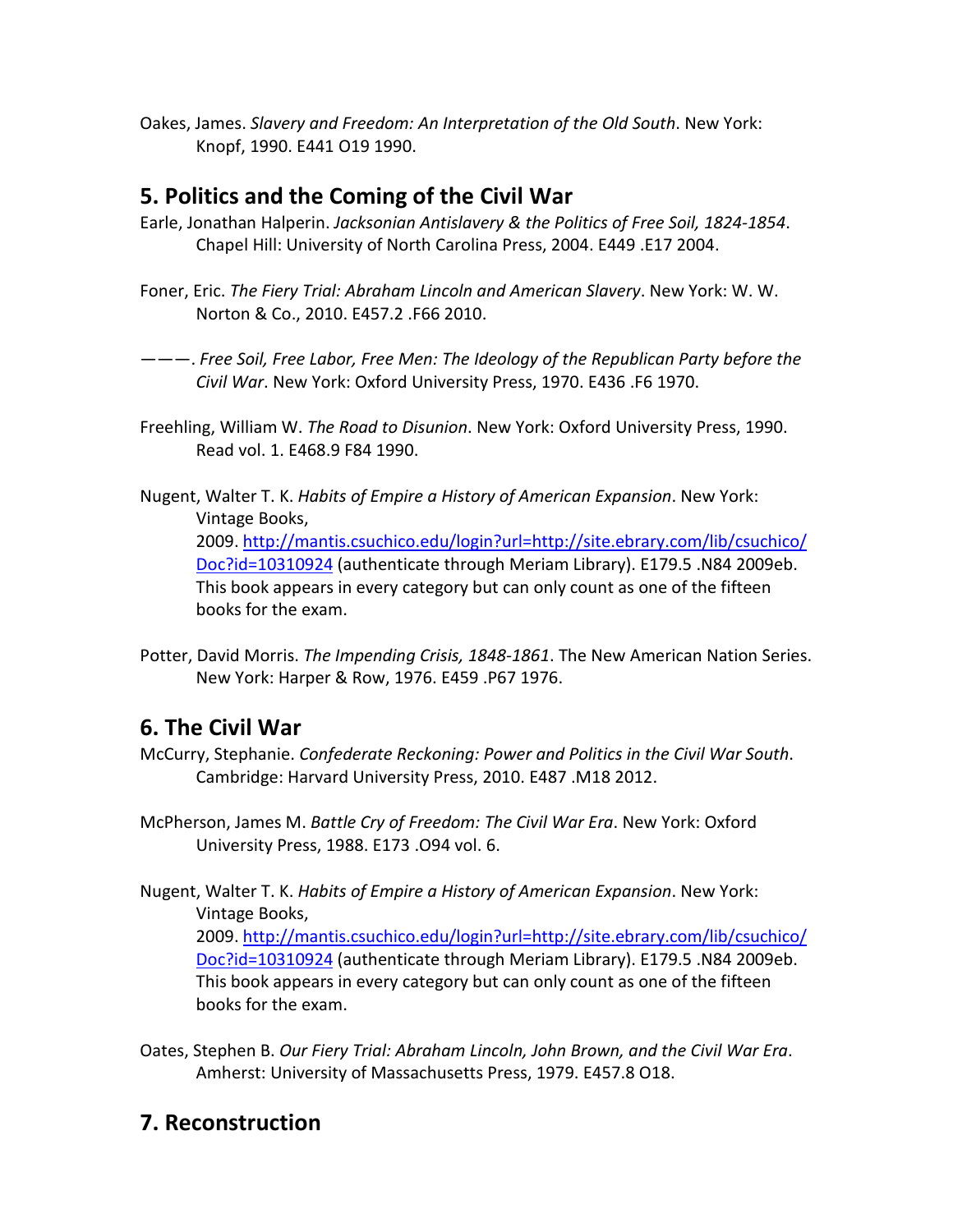Oakes, James. *Slavery and Freedom: An Interpretation of the Old South*. New York: Knopf, 1990. E441 O19 1990.

## 5. Politics and the Coming of the Civil War

Earle, Jonathan Halperin. *Jacksonian Antislavery & the Politics of Free Soil, 1824-1854*. Chapel Hill: University of North Carolina Press, 2004. E449 .E17 2004.

Foner, Eric. *The Fiery Trial: Abraham Lincoln and American Slavery*. New York: W. W. Norton & Co., 2010. E457.2 .F66 2010.

———. *Free Soil, Free Labor, Free Men: The Ideology of the Republican Party before the Civil War*. New York: Oxford University Press, 1970. E436 .F6 1970.

Freehling, William W. *The Road to Disunion*. New York: Oxford University Press, 1990. Read vol. 1. E468.9 F84 1990.

Nugent, Walter T. K. *Habits of Empire a History of American Expansion*. New York: Vintage Books, 2009. http://mantis.csuchico.edu/login?url=http://site.ebrary.com/lib/csuchico/Doc?id=10310924 (authenticate through Meriam Library). E179.5 .N84 2009eb. This book appears in every category but can only count as one of the fifteen books for the exam.

Potter, David Morris. *The Impending Crisis, 1848-1861*. The New American Nation Series. New York: Harper & Row, 1976. E459 .P67 1976.

## 6. The Civil War

McCurry, Stephanie. *Confederate Reckoning: Power and Politics in the Civil War South*. Cambridge: Harvard University Press, 2010. E487 .M18 2012.

McPherson, James M. *Battle Cry of Freedom: The Civil War Era*. New York: Oxford University Press, 1988. E173 .O94 vol. 6.

Nugent, Walter T. K. *Habits of Empire a History of American Expansion*. New York: Vintage Books, 2009. http://mantis.csuchico.edu/login?url=http://site.ebrary.com/lib/csuchico/Doc?id=10310924 (authenticate through Meriam Library). E179.5 .N84 2009eb. This book appears in every category but can only count as one of the fifteen books for the exam.

Oates, Stephen B. *Our Fiery Trial: Abraham Lincoln, John Brown, and the Civil War Era*. Amherst: University of Massachusetts Press, 1979. E457.8 O18.

## 7. Reconstruction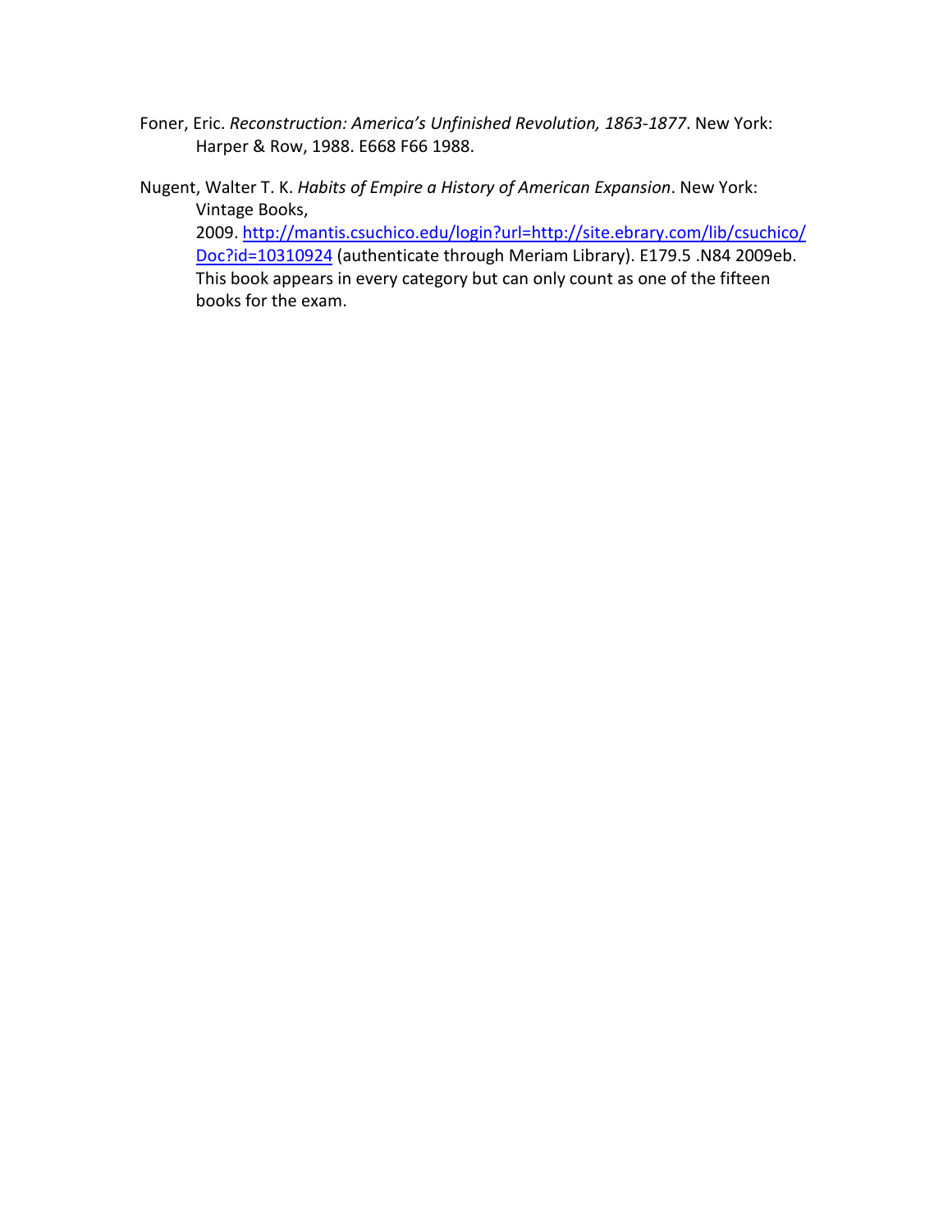Foner, Eric. *Reconstruction: America's Unfinished Revolution, 1863-1877*. New York: Harper & Row, 1988. E668 F66 1988.

Nugent, Walter T. K. *Habits of Empire a History of American Expansion*. New York: Vintage Books, 2009. [http://mantis.csuchico.edu/login?url=http://site.ebrary.com/lib/csuchico/Doc?id=10310924](http://mantis.csuchico.edu/login?url=http://site.ebrary.com/lib/csuchico/Doc?id=10310924) (authenticate through Meriam Library). E179.5 .N84 2009eb. This book appears in every category but can only count as one of the fifteen books for the exam.